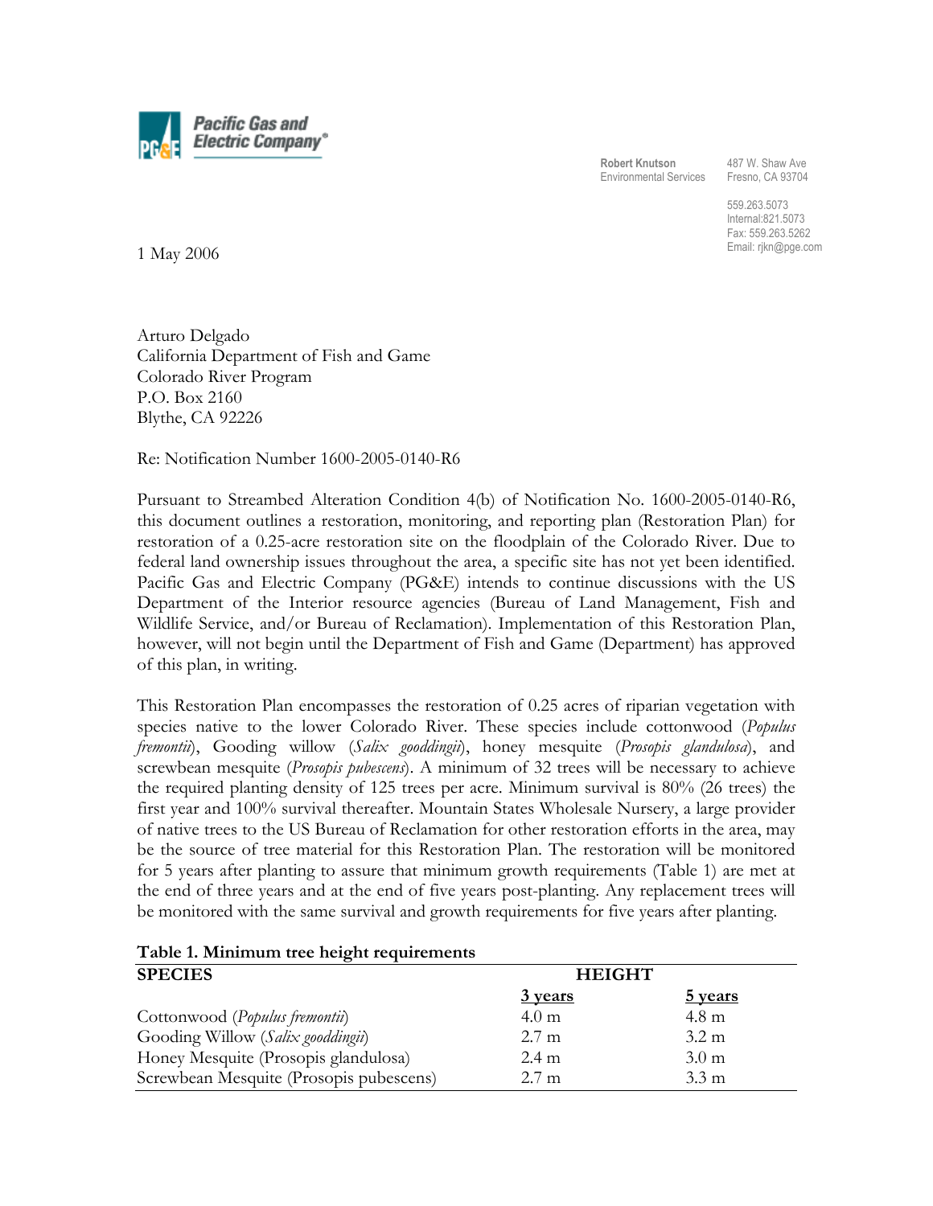**Pacific Gas and Electric Company®**

Robert Knutson
Environmental Services

487 W. Shaw Ave
Fresno, CA 93704

559.263.5073
Internal:821.5073
Fax: 559.263.5262
Email: rjkn@pge.com

1 May 2006

Arturo Delgado
California Department of Fish and Game
Colorado River Program
P.O. Box 2160
Blythe, CA 92226

Re: Notification Number 1600-2005-0140-R6

Pursuant to Streambed Alteration Condition 4(b) of Notification No. 1600-2005-0140-R6, this document outlines a restoration, monitoring, and reporting plan (Restoration Plan) for restoration of a 0.25-acre restoration site on the floodplain of the Colorado River. Due to federal land ownership issues throughout the area, a specific site has not yet been identified. Pacific Gas and Electric Company (PG&E) intends to continue discussions with the US Department of the Interior resource agencies (Bureau of Land Management, Fish and Wildlife Service, and/or Bureau of Reclamation). Implementation of this Restoration Plan, however, will not begin until the Department of Fish and Game (Department) has approved of this plan, in writing.

This Restoration Plan encompasses the restoration of 0.25 acres of riparian vegetation with species native to the lower Colorado River. These species include cottonwood (*Populus fremontii*), Gooding willow (*Salix gooddingii*), honey mesquite (*Prosopis glandulosa*), and screwbean mesquite (*Prosopis pubescens*). A minimum of 32 trees will be necessary to achieve the required planting density of 125 trees per acre. Minimum survival is 80% (26 trees) the first year and 100% survival thereafter. Mountain States Wholesale Nursery, a large provider of native trees to the US Bureau of Reclamation for other restoration efforts in the area, may be the source of tree material for this Restoration Plan. The restoration will be monitored for 5 years after planting to assure that minimum growth requirements (Table 1) are met at the end of three years and at the end of five years post-planting. Any replacement trees will be monitored with the same survival and growth requirements for five years after planting.

**Table 1. Minimum tree height requirements**

| SPECIES | HEIGHT | |
|---|---|---|
| | <u>3 years</u> | <u>5 years</u> |
| Cottonwood (*Populus fremontii*) | 4.0 m | 4.8 m |
| Gooding Willow (*Salix gooddingii*) | 2.7 m | 3.2 m |
| Honey Mesquite (Prosopis glandulosa) | 2.4 m | 3.0 m |
| Screwbean Mesquite (Prosopis pubescens) | 2.7 m | 3.3 m |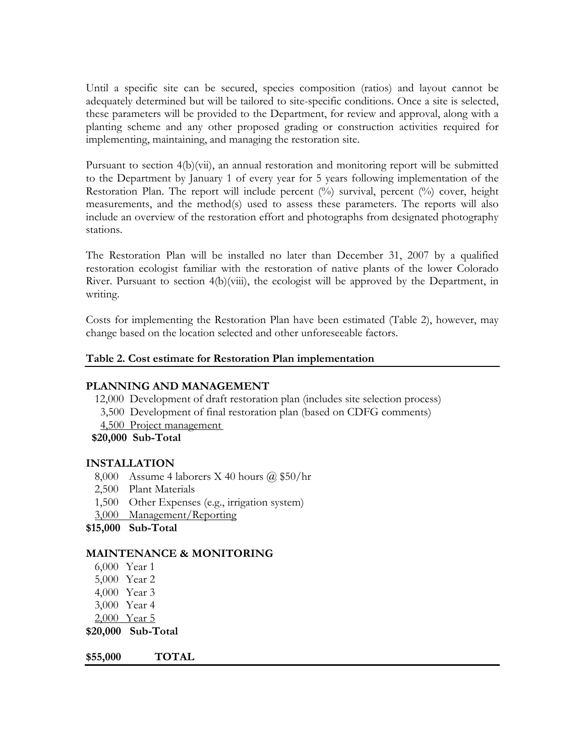Until a specific site can be secured, species composition (ratios) and layout cannot be adequately determined but will be tailored to site-specific conditions. Once a site is selected, these parameters will be provided to the Department, for review and approval, along with a planting scheme and any other proposed grading or construction activities required for implementing, maintaining, and managing the restoration site.

Pursuant to section 4(b)(vii), an annual restoration and monitoring report will be submitted to the Department by January 1 of every year for 5 years following implementation of the Restoration Plan. The report will include percent (%) survival, percent (%) cover, height measurements, and the method(s) used to assess these parameters. The reports will also include an overview of the restoration effort and photographs from designated photography stations.

The Restoration Plan will be installed no later than December 31, 2007 by a qualified restoration ecologist familiar with the restoration of native plants of the lower Colorado River. Pursuant to section 4(b)(viii), the ecologist will be approved by the Department, in writing.

Costs for implementing the Restoration Plan have been estimated (Table 2), however, may change based on the location selected and other unforeseeable factors.

**Table 2. Cost estimate for Restoration Plan implementation**

**PLANNING AND MANAGEMENT**

| Cost | Item |
|---|---|
| 12,000 | Development of draft restoration plan (includes site selection process) |
| 3,500 | Development of final restoration plan (based on CDFG comments) |
| 4,500 | Project management |
| **$20,000** | **Sub-Total** |

**INSTALLATION**

| Cost | Item |
|---|---|
| 8,000 | Assume 4 laborers X 40 hours @ $50/hr |
| 2,500 | Plant Materials |
| 1,500 | Other Expenses (e.g., irrigation system) |
| 3,000 | Management/Reporting |
| **$15,000** | **Sub-Total** |

**MAINTENANCE & MONITORING**

| Cost | Item |
|---|---|
| 6,000 | Year 1 |
| 5,000 | Year 2 |
| 4,000 | Year 3 |
| 3,000 | Year 4 |
| 2,000 | Year 5 |
| **$20,000** | **Sub-Total** |

**$55,000 TOTAL**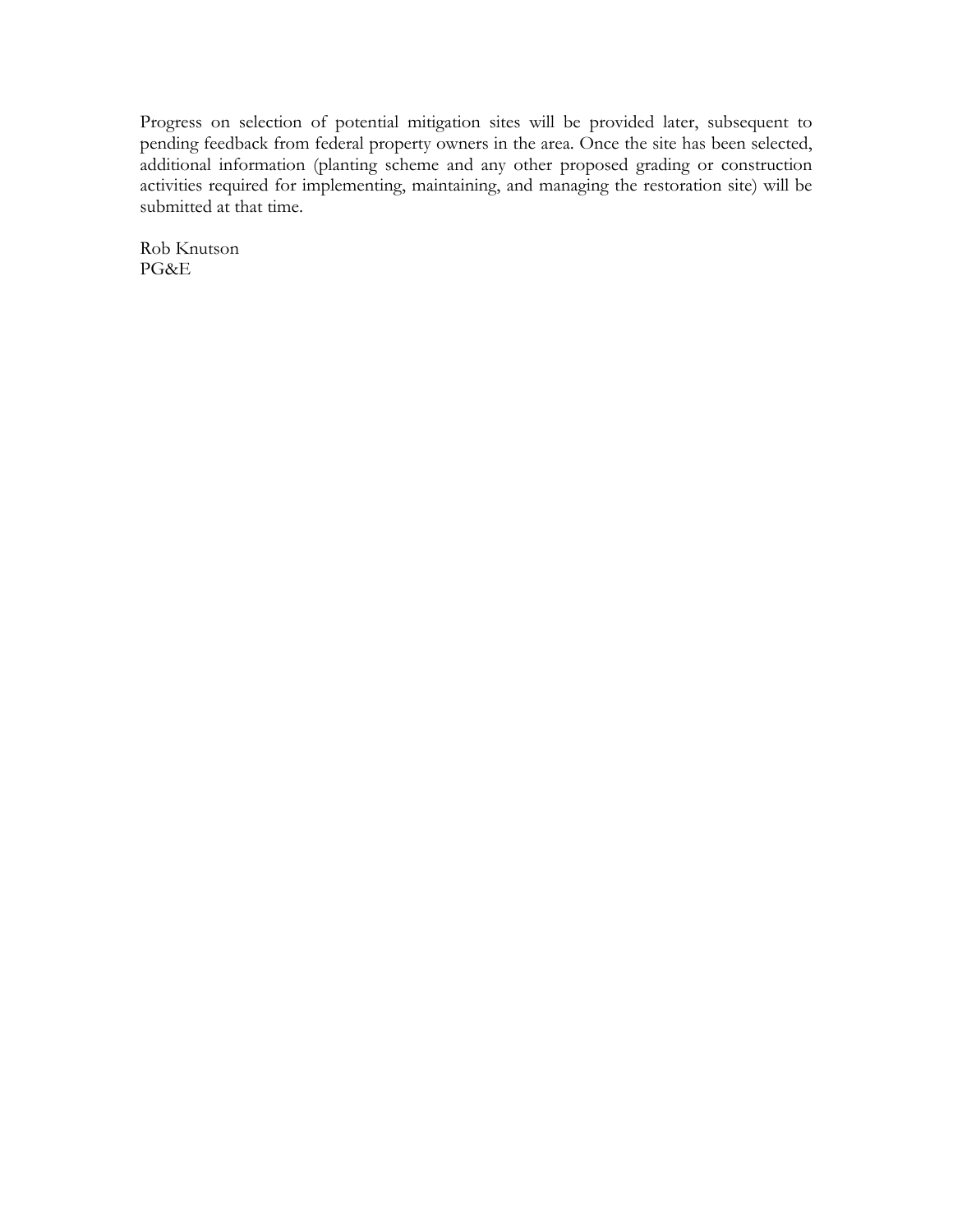Progress on selection of potential mitigation sites will be provided later, subsequent to pending feedback from federal property owners in the area. Once the site has been selected, additional information (planting scheme and any other proposed grading or construction activities required for implementing, maintaining, and managing the restoration site) will be submitted at that time.

Rob Knutson  
PG&E